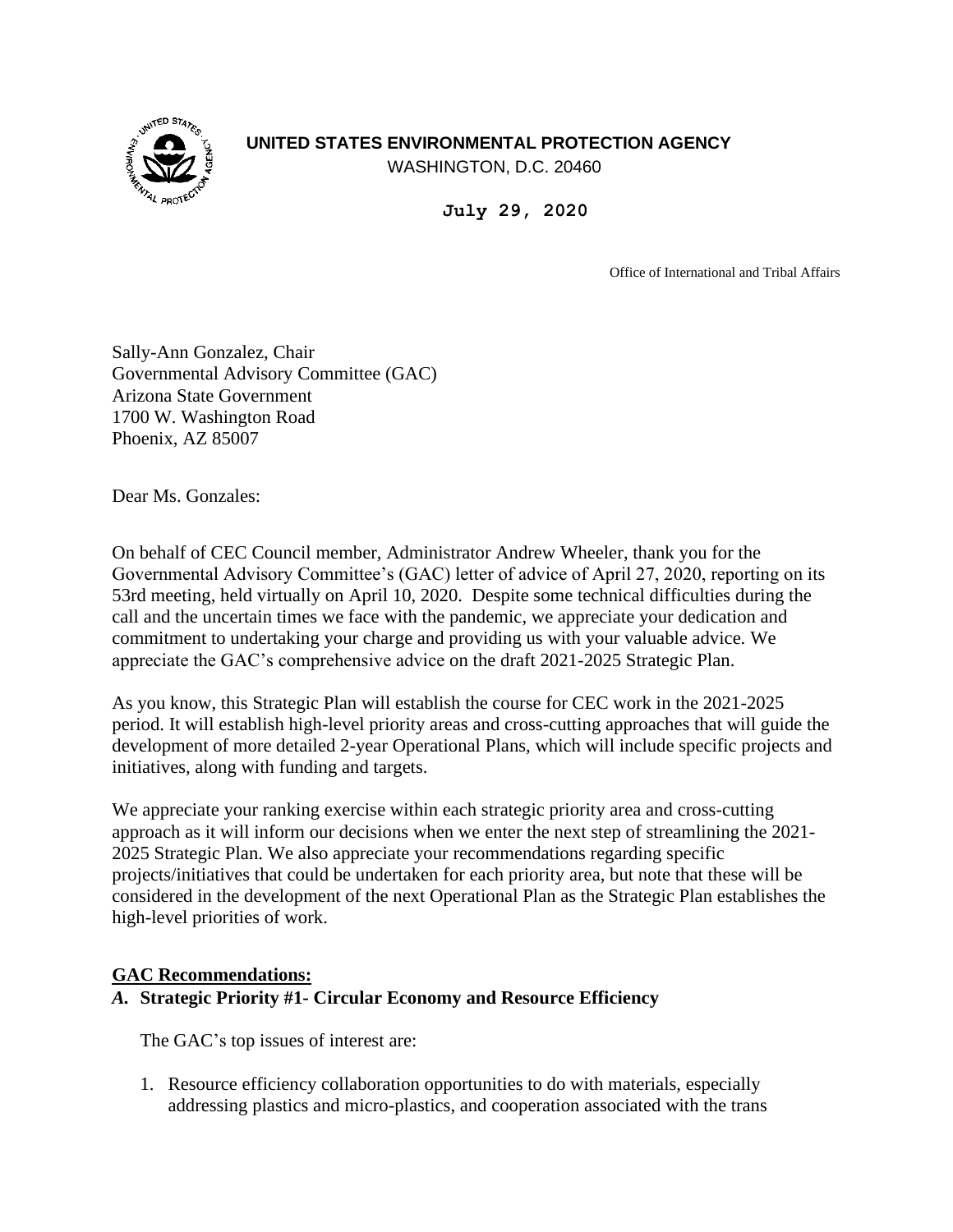**UNITED STATES ENVIRONMENTAL PROTECTION AGENCY**
WASHINGTON, D.C. 20460

**July 29, 2020**

Office of International and Tribal Affairs

Sally-Ann Gonzalez, Chair
Governmental Advisory Committee (GAC)
Arizona State Government
1700 W. Washington Road
Phoenix, AZ 85007

Dear Ms. Gonzales:

On behalf of CEC Council member, Administrator Andrew Wheeler, thank you for the Governmental Advisory Committee's (GAC) letter of advice of April 27, 2020, reporting on its 53rd meeting, held virtually on April 10, 2020. Despite some technical difficulties during the call and the uncertain times we face with the pandemic, we appreciate your dedication and commitment to undertaking your charge and providing us with your valuable advice. We appreciate the GAC's comprehensive advice on the draft 2021-2025 Strategic Plan.

As you know, this Strategic Plan will establish the course for CEC work in the 2021-2025 period. It will establish high-level priority areas and cross-cutting approaches that will guide the development of more detailed 2-year Operational Plans, which will include specific projects and initiatives, along with funding and targets.

We appreciate your ranking exercise within each strategic priority area and cross-cutting approach as it will inform our decisions when we enter the next step of streamlining the 2021-2025 Strategic Plan. We also appreciate your recommendations regarding specific projects/initiatives that could be undertaken for each priority area, but note that these will be considered in the development of the next Operational Plan as the Strategic Plan establishes the high-level priorities of work.

**GAC Recommendations:**

***A.* Strategic Priority #1- Circular Economy and Resource Efficiency**

The GAC's top issues of interest are:

1. Resource efficiency collaboration opportunities to do with materials, especially addressing plastics and micro-plastics, and cooperation associated with the trans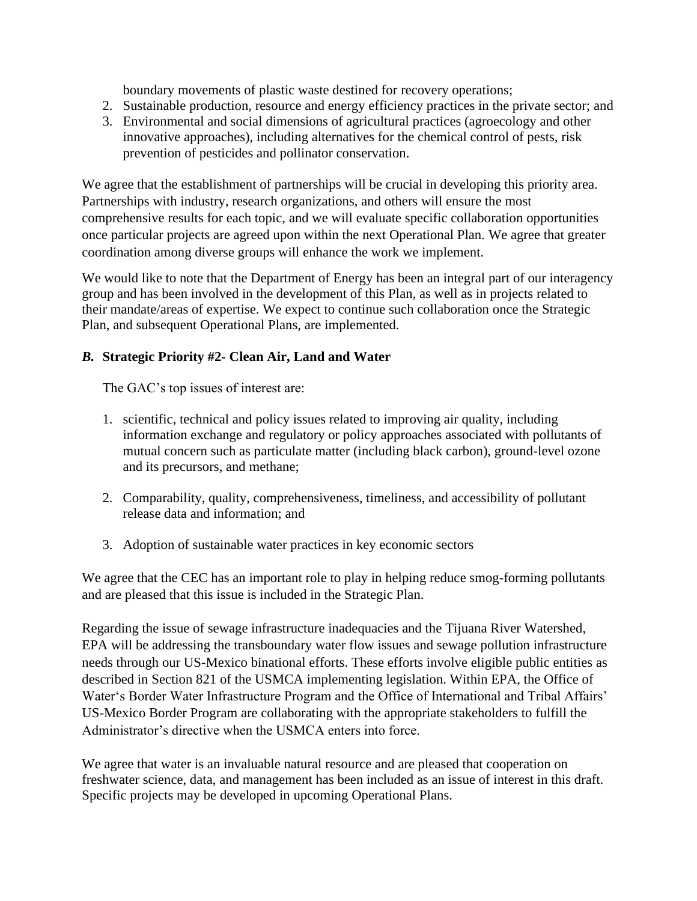boundary movements of plastic waste destined for recovery operations;

2. Sustainable production, resource and energy efficiency practices in the private sector; and
3. Environmental and social dimensions of agricultural practices (agroecology and other innovative approaches), including alternatives for the chemical control of pests, risk prevention of pesticides and pollinator conservation.

We agree that the establishment of partnerships will be crucial in developing this priority area. Partnerships with industry, research organizations, and others will ensure the most comprehensive results for each topic, and we will evaluate specific collaboration opportunities once particular projects are agreed upon within the next Operational Plan. We agree that greater coordination among diverse groups will enhance the work we implement.

We would like to note that the Department of Energy has been an integral part of our interagency group and has been involved in the development of this Plan, as well as in projects related to their mandate/areas of expertise. We expect to continue such collaboration once the Strategic Plan, and subsequent Operational Plans, are implemented.

### ***B.*** **Strategic Priority #2- Clean Air, Land and Water**

The GAC's top issues of interest are:

1. scientific, technical and policy issues related to improving air quality, including information exchange and regulatory or policy approaches associated with pollutants of mutual concern such as particulate matter (including black carbon), ground-level ozone and its precursors, and methane;

2. Comparability, quality, comprehensiveness, timeliness, and accessibility of pollutant release data and information; and

3. Adoption of sustainable water practices in key economic sectors

We agree that the CEC has an important role to play in helping reduce smog-forming pollutants and are pleased that this issue is included in the Strategic Plan.

Regarding the issue of sewage infrastructure inadequacies and the Tijuana River Watershed, EPA will be addressing the transboundary water flow issues and sewage pollution infrastructure needs through our US-Mexico binational efforts. These efforts involve eligible public entities as described in Section 821 of the USMCA implementing legislation. Within EPA, the Office of Water's Border Water Infrastructure Program and the Office of International and Tribal Affairs' US-Mexico Border Program are collaborating with the appropriate stakeholders to fulfill the Administrator's directive when the USMCA enters into force.

We agree that water is an invaluable natural resource and are pleased that cooperation on freshwater science, data, and management has been included as an issue of interest in this draft. Specific projects may be developed in upcoming Operational Plans.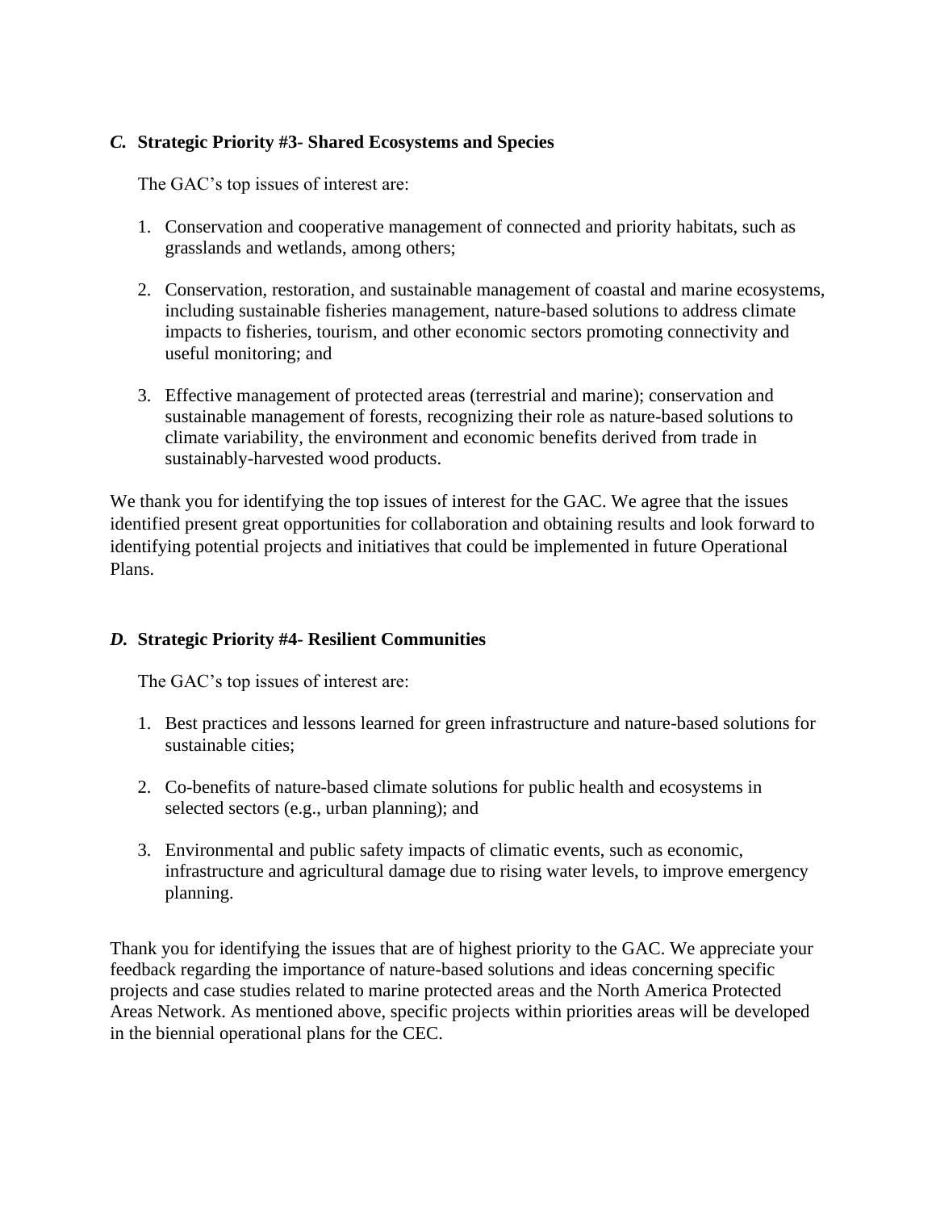### *C.* **Strategic Priority #3- Shared Ecosystems and Species**

The GAC's top issues of interest are:

1. Conservation and cooperative management of connected and priority habitats, such as grasslands and wetlands, among others;

2. Conservation, restoration, and sustainable management of coastal and marine ecosystems, including sustainable fisheries management, nature-based solutions to address climate impacts to fisheries, tourism, and other economic sectors promoting connectivity and useful monitoring; and

3. Effective management of protected areas (terrestrial and marine); conservation and sustainable management of forests, recognizing their role as nature-based solutions to climate variability, the environment and economic benefits derived from trade in sustainably-harvested wood products.

We thank you for identifying the top issues of interest for the GAC. We agree that the issues identified present great opportunities for collaboration and obtaining results and look forward to identifying potential projects and initiatives that could be implemented in future Operational Plans.

### *D.* **Strategic Priority #4- Resilient Communities**

The GAC's top issues of interest are:

1. Best practices and lessons learned for green infrastructure and nature-based solutions for sustainable cities;

2. Co-benefits of nature-based climate solutions for public health and ecosystems in selected sectors (e.g., urban planning); and

3. Environmental and public safety impacts of climatic events, such as economic, infrastructure and agricultural damage due to rising water levels, to improve emergency planning.

Thank you for identifying the issues that are of highest priority to the GAC. We appreciate your feedback regarding the importance of nature-based solutions and ideas concerning specific projects and case studies related to marine protected areas and the North America Protected Areas Network. As mentioned above, specific projects within priorities areas will be developed in the biennial operational plans for the CEC.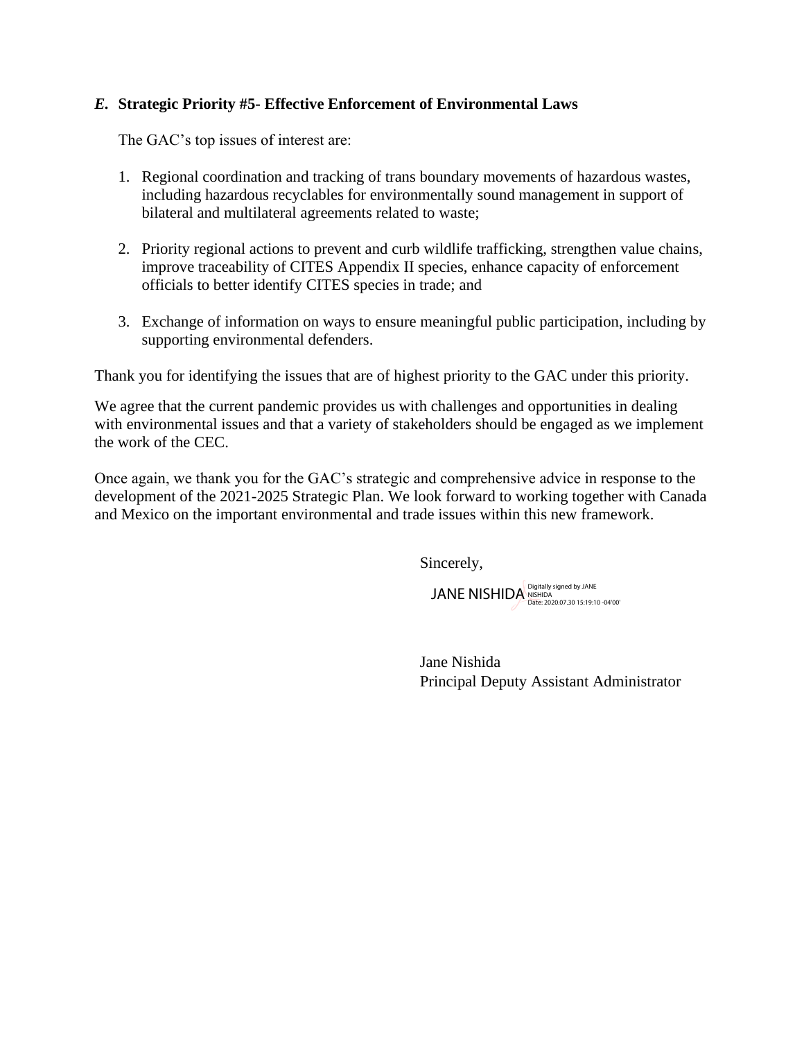### *E.* **Strategic Priority #5- Effective Enforcement of Environmental Laws**

The GAC's top issues of interest are:

1. Regional coordination and tracking of trans boundary movements of hazardous wastes, including hazardous recyclables for environmentally sound management in support of bilateral and multilateral agreements related to waste;

2. Priority regional actions to prevent and curb wildlife trafficking, strengthen value chains, improve traceability of CITES Appendix II species, enhance capacity of enforcement officials to better identify CITES species in trade; and

3. Exchange of information on ways to ensure meaningful public participation, including by supporting environmental defenders.

Thank you for identifying the issues that are of highest priority to the GAC under this priority.

We agree that the current pandemic provides us with challenges and opportunities in dealing with environmental issues and that a variety of stakeholders should be engaged as we implement the work of the CEC.

Once again, we thank you for the GAC's strategic and comprehensive advice in response to the development of the 2021-2025 Strategic Plan. We look forward to working together with Canada and Mexico on the important environmental and trade issues within this new framework.

Sincerely,

JANE NISHIDA Digitally signed by JANE NISHIDA Date: 2020.07.30 15:19:10 -04'00'

Jane Nishida
Principal Deputy Assistant Administrator